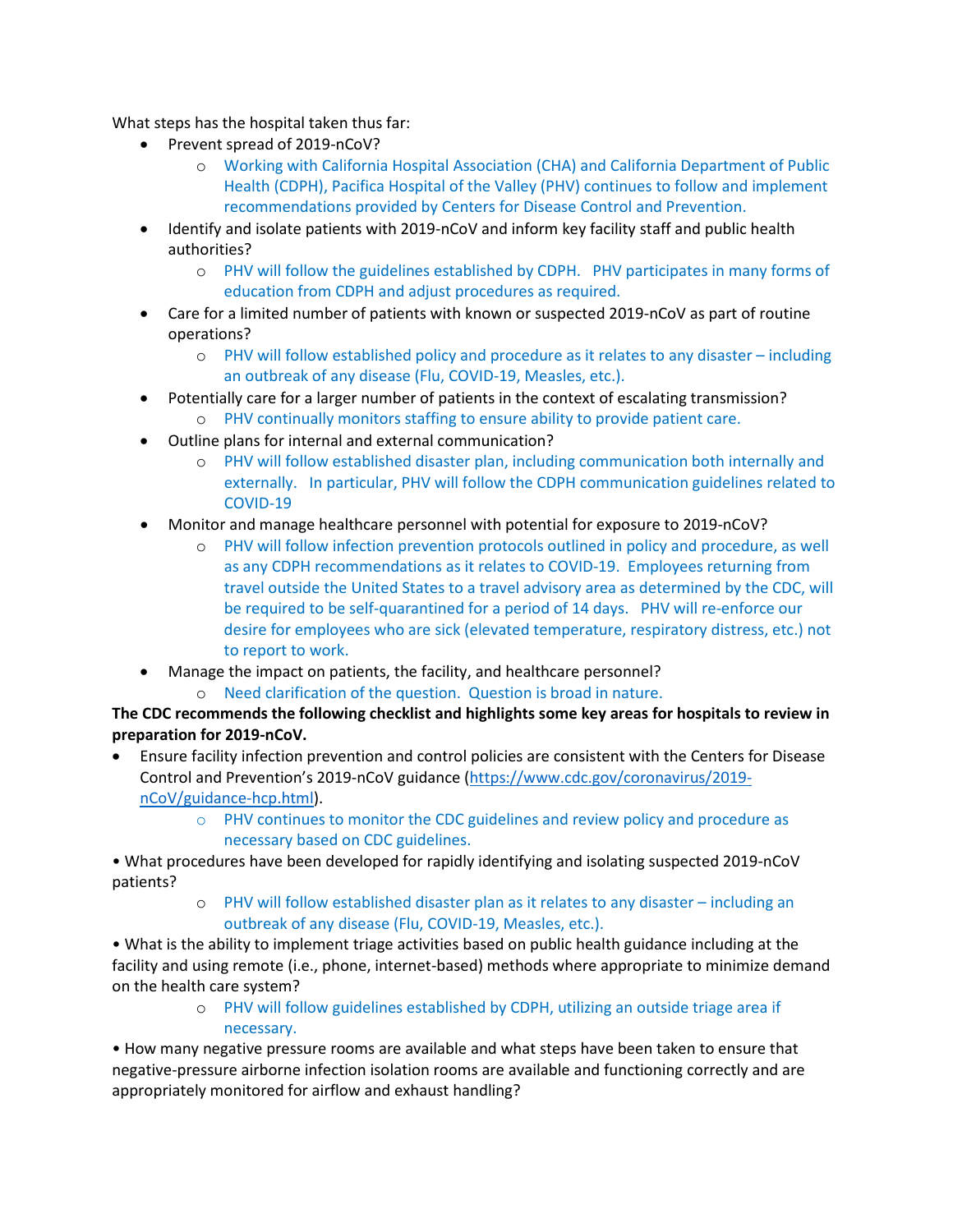What steps has the hospital taken thus far:

- Prevent spread of 2019-nCoV?
  - Working with California Hospital Association (CHA) and California Department of Public Health (CDPH), Pacifica Hospital of the Valley (PHV) continues to follow and implement recommendations provided by Centers for Disease Control and Prevention.
- Identify and isolate patients with 2019-nCoV and inform key facility staff and public health authorities?
  - PHV will follow the guidelines established by CDPH. PHV participates in many forms of education from CDPH and adjust procedures as required.
- Care for a limited number of patients with known or suspected 2019-nCoV as part of routine operations?
  - PHV will follow established policy and procedure as it relates to any disaster – including an outbreak of any disease (Flu, COVID-19, Measles, etc.).
- Potentially care for a larger number of patients in the context of escalating transmission?
  - PHV continually monitors staffing to ensure ability to provide patient care.
- Outline plans for internal and external communication?
  - PHV will follow established disaster plan, including communication both internally and externally. In particular, PHV will follow the CDPH communication guidelines related to COVID-19
- Monitor and manage healthcare personnel with potential for exposure to 2019-nCoV?
  - PHV will follow infection prevention protocols outlined in policy and procedure, as well as any CDPH recommendations as it relates to COVID-19. Employees returning from travel outside the United States to a travel advisory area as determined by the CDC, will be required to be self-quarantined for a period of 14 days. PHV will re-enforce our desire for employees who are sick (elevated temperature, respiratory distress, etc.) not to report to work.
- Manage the impact on patients, the facility, and healthcare personnel?
  - Need clarification of the question. Question is broad in nature.

**The CDC recommends the following checklist and highlights some key areas for hospitals to review in preparation for 2019-nCoV.**

- Ensure facility infection prevention and control policies are consistent with the Centers for Disease Control and Prevention's 2019-nCoV guidance (https://www.cdc.gov/coronavirus/2019-nCoV/guidance-hcp.html).
  - PHV continues to monitor the CDC guidelines and review policy and procedure as necessary based on CDC guidelines.

• What procedures have been developed for rapidly identifying and isolating suspected 2019-nCoV patients?

  - PHV will follow established disaster plan as it relates to any disaster – including an outbreak of any disease (Flu, COVID-19, Measles, etc.).

• What is the ability to implement triage activities based on public health guidance including at the facility and using remote (i.e., phone, internet-based) methods where appropriate to minimize demand on the health care system?

  - PHV will follow guidelines established by CDPH, utilizing an outside triage area if necessary.

• How many negative pressure rooms are available and what steps have been taken to ensure that negative-pressure airborne infection isolation rooms are available and functioning correctly and are appropriately monitored for airflow and exhaust handling?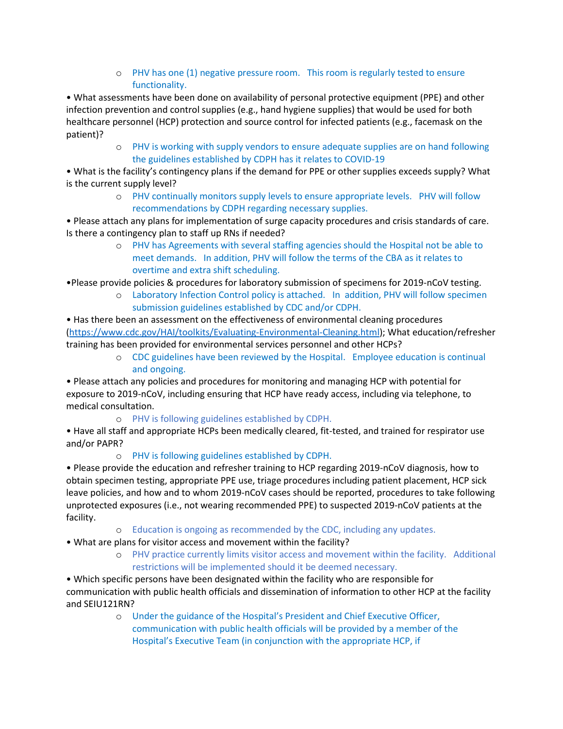- PHV has one (1) negative pressure room. This room is regularly tested to ensure functionality.

- What assessments have been done on availability of personal protective equipment (PPE) and other infection prevention and control supplies (e.g., hand hygiene supplies) that would be used for both healthcare personnel (HCP) protection and source control for infected patients (e.g., facemask on the patient)?
  - PHV is working with supply vendors to ensure adequate supplies are on hand following the guidelines established by CDPH has it relates to COVID-19
- What is the facility's contingency plans if the demand for PPE or other supplies exceeds supply? What is the current supply level?
  - PHV continually monitors supply levels to ensure appropriate levels. PHV will follow recommendations by CDPH regarding necessary supplies.
- Please attach any plans for implementation of surge capacity procedures and crisis standards of care. Is there a contingency plan to staff up RNs if needed?
  - PHV has Agreements with several staffing agencies should the Hospital not be able to meet demands. In addition, PHV will follow the terms of the CBA as it relates to overtime and extra shift scheduling.
- Please provide policies & procedures for laboratory submission of specimens for 2019-nCoV testing.
  - Laboratory Infection Control policy is attached. In addition, PHV will follow specimen submission guidelines established by CDC and/or CDPH.
- Has there been an assessment on the effectiveness of environmental cleaning procedures (https://www.cdc.gov/HAI/toolkits/Evaluating-Environmental-Cleaning.html); What education/refresher training has been provided for environmental services personnel and other HCPs?
  - CDC guidelines have been reviewed by the Hospital. Employee education is continual and ongoing.
- Please attach any policies and procedures for monitoring and managing HCP with potential for exposure to 2019-nCoV, including ensuring that HCP have ready access, including via telephone, to medical consultation.
  - PHV is following guidelines established by CDPH.
- Have all staff and appropriate HCPs been medically cleared, fit-tested, and trained for respirator use and/or PAPR?
  - PHV is following guidelines established by CDPH.
- Please provide the education and refresher training to HCP regarding 2019-nCoV diagnosis, how to obtain specimen testing, appropriate PPE use, triage procedures including patient placement, HCP sick leave policies, and how and to whom 2019-nCoV cases should be reported, procedures to take following unprotected exposures (i.e., not wearing recommended PPE) to suspected 2019-nCoV patients at the facility.
  - Education is ongoing as recommended by the CDC, including any updates.
- What are plans for visitor access and movement within the facility?
  - PHV practice currently limits visitor access and movement within the facility. Additional restrictions will be implemented should it be deemed necessary.
- Which specific persons have been designated within the facility who are responsible for communication with public health officials and dissemination of information to other HCP at the facility and SEIU121RN?
  - Under the guidance of the Hospital's President and Chief Executive Officer, communication with public health officials will be provided by a member of the Hospital's Executive Team (in conjunction with the appropriate HCP, if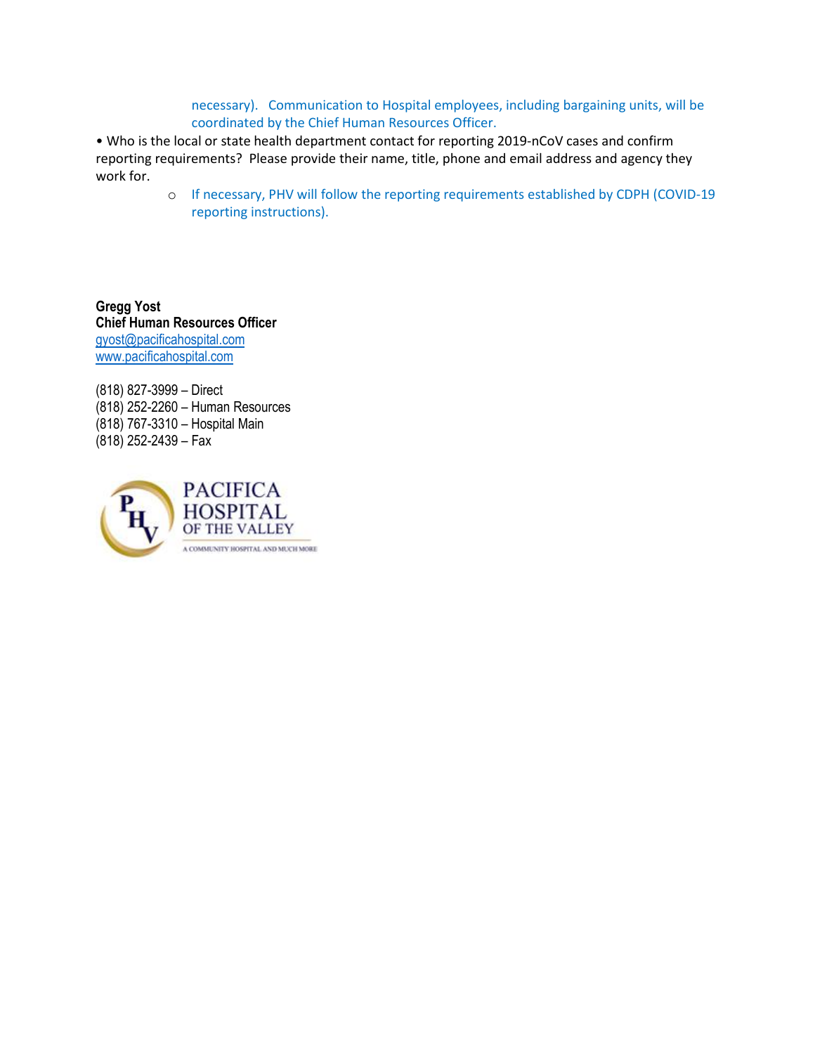necessary). Communication to Hospital employees, including bargaining units, will be coordinated by the Chief Human Resources Officer.

- Who is the local or state health department contact for reporting 2019-nCoV cases and confirm reporting requirements? Please provide their name, title, phone and email address and agency they work for.
    - If necessary, PHV will follow the reporting requirements established by CDPH (COVID-19 reporting instructions).

**Gregg Yost**
**Chief Human Resources Officer**
gyost@pacificahospital.com
www.pacificahospital.com

(818) 827-3999 – Direct
(818) 252-2260 – Human Resources
(818) 767-3310 – Hospital Main
(818) 252-2439 – Fax

PACIFICA HOSPITAL OF THE VALLEY
A COMMUNITY HOSPITAL AND MUCH MORE